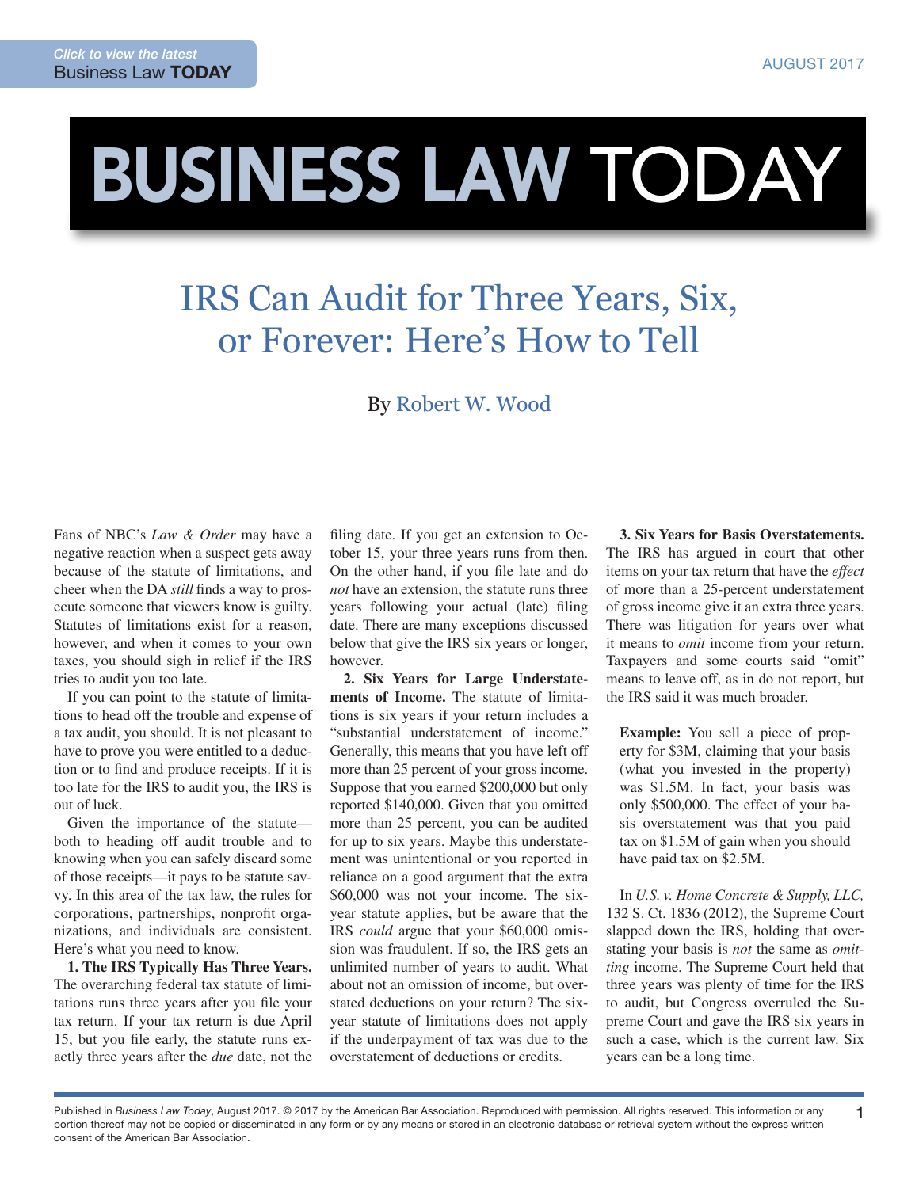# IRS Can Audit for Three Years, Six, or Forever: Here's How to Tell

By Robert W. Wood

Fans of NBC's *Law & Order* may have a negative reaction when a suspect gets away because of the statute of limitations, and cheer when the DA *still* finds a way to prosecute someone that viewers know is guilty. Statutes of limitations exist for a reason, however, and when it comes to your own taxes, you should sigh in relief if the IRS tries to audit you too late.

If you can point to the statute of limitations to head off the trouble and expense of a tax audit, you should. It is not pleasant to have to prove you were entitled to a deduction or to find and produce receipts. If it is too late for the IRS to audit you, the IRS is out of luck.

Given the importance of the statute—both to heading off audit trouble and to knowing when you can safely discard some of those receipts—it pays to be statute savvy. In this area of the tax law, the rules for corporations, partnerships, nonprofit organizations, and individuals are consistent. Here's what you need to know.

**1. The IRS Typically Has Three Years.** The overarching federal tax statute of limitations runs three years after you file your tax return. If your tax return is due April 15, but you file early, the statute runs exactly three years after the *due* date, not the filing date. If you get an extension to October 15, your three years runs from then. On the other hand, if you file late and do *not* have an extension, the statute runs three years following your actual (late) filing date. There are many exceptions discussed below that give the IRS six years or longer, however.

**2. Six Years for Large Understatements of Income.** The statute of limitations is six years if your return includes a "substantial understatement of income." Generally, this means that you have left off more than 25 percent of your gross income. Suppose that you earned $200,000 but only reported $140,000. Given that you omitted more than 25 percent, you can be audited for up to six years. Maybe this understatement was unintentional or you reported in reliance on a good argument that the extra $60,000 was not your income. The six-year statute applies, but be aware that the IRS *could* argue that your $60,000 omission was fraudulent. If so, the IRS gets an unlimited number of years to audit. What about not an omission of income, but overstated deductions on your return? The six-year statute of limitations does not apply if the underpayment of tax was due to the overstatement of deductions or credits.

**3. Six Years for Basis Overstatements.** The IRS has argued in court that other items on your tax return that have the *effect* of more than a 25-percent understatement of gross income give it an extra three years. There was litigation for years over what it means to *omit* income from your return. Taxpayers and some courts said "omit" means to leave off, as in do not report, but the IRS said it was much broader.

> **Example:** You sell a piece of property for $3M, claiming that your basis (what you invested in the property) was $1.5M. In fact, your basis was only $500,000. The effect of your basis overstatement was that you paid tax on $1.5M of gain when you should have paid tax on $2.5M.

In *U.S. v. Home Concrete & Supply, LLC,* 132 S. Ct. 1836 (2012), the Supreme Court slapped down the IRS, holding that overstating your basis is *not* the same as *omitting* income. The Supreme Court held that three years was plenty of time for the IRS to audit, but Congress overruled the Supreme Court and gave the IRS six years in such a case, which is the current law. Six years can be a long time.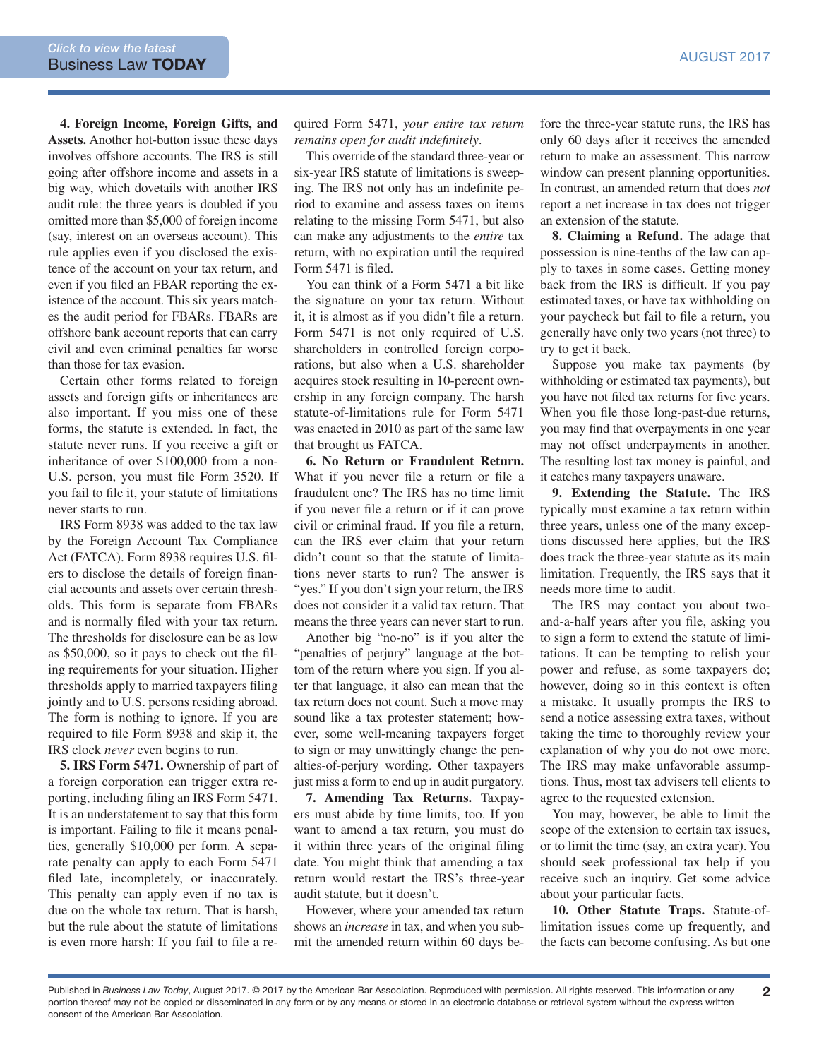**4. Foreign Income, Foreign Gifts, and Assets.** Another hot-button issue these days involves offshore accounts. The IRS is still going after offshore income and assets in a big way, which dovetails with another IRS audit rule: the three years is doubled if you omitted more than $5,000 of foreign income (say, interest on an overseas account). This rule applies even if you disclosed the existence of the account on your tax return, and even if you filed an FBAR reporting the existence of the account. This six years matches the audit period for FBARs. FBARs are offshore bank account reports that can carry civil and even criminal penalties far worse than those for tax evasion.

Certain other forms related to foreign assets and foreign gifts or inheritances are also important. If you miss one of these forms, the statute is extended. In fact, the statute never runs. If you receive a gift or inheritance of over $100,000 from a non-U.S. person, you must file Form 3520. If you fail to file it, your statute of limitations never starts to run.

IRS Form 8938 was added to the tax law by the Foreign Account Tax Compliance Act (FATCA). Form 8938 requires U.S. filers to disclose the details of foreign financial accounts and assets over certain thresholds. This form is separate from FBARs and is normally filed with your tax return. The thresholds for disclosure can be as low as $50,000, so it pays to check out the filing requirements for your situation. Higher thresholds apply to married taxpayers filing jointly and to U.S. persons residing abroad. The form is nothing to ignore. If you are required to file Form 8938 and skip it, the IRS clock *never* even begins to run.

**5. IRS Form 5471.** Ownership of part of a foreign corporation can trigger extra reporting, including filing an IRS Form 5471. It is an understatement to say that this form is important. Failing to file it means penalties, generally $10,000 per form. A separate penalty can apply to each Form 5471 filed late, incompletely, or inaccurately. This penalty can apply even if no tax is due on the whole tax return. That is harsh, but the rule about the statute of limitations is even more harsh: If you fail to file a required Form 5471, *your entire tax return remains open for audit indefinitely*.

This override of the standard three-year or six-year IRS statute of limitations is sweeping. The IRS not only has an indefinite period to examine and assess taxes on items relating to the missing Form 5471, but also can make any adjustments to the *entire* tax return, with no expiration until the required Form 5471 is filed.

You can think of a Form 5471 a bit like the signature on your tax return. Without it, it is almost as if you didn't file a return. Form 5471 is not only required of U.S. shareholders in controlled foreign corporations, but also when a U.S. shareholder acquires stock resulting in 10-percent ownership in any foreign company. The harsh statute-of-limitations rule for Form 5471 was enacted in 2010 as part of the same law that brought us FATCA.

**6. No Return or Fraudulent Return.** What if you never file a return or file a fraudulent one? The IRS has no time limit if you never file a return or if it can prove civil or criminal fraud. If you file a return, can the IRS ever claim that your return didn't count so that the statute of limitations never starts to run? The answer is "yes." If you don't sign your return, the IRS does not consider it a valid tax return. That means the three years can never start to run.

Another big "no-no" is if you alter the "penalties of perjury" language at the bottom of the return where you sign. If you alter that language, it also can mean that the tax return does not count. Such a move may sound like a tax protester statement; however, some well-meaning taxpayers forget to sign or may unwittingly change the penalties-of-perjury wording. Other taxpayers just miss a form to end up in audit purgatory.

**7. Amending Tax Returns.** Taxpayers must abide by time limits, too. If you want to amend a tax return, you must do it within three years of the original filing date. You might think that amending a tax return would restart the IRS's three-year audit statute, but it doesn't.

However, where your amended tax return shows an *increase* in tax, and when you submit the amended return within 60 days before the three-year statute runs, the IRS has only 60 days after it receives the amended return to make an assessment. This narrow window can present planning opportunities. In contrast, an amended return that does *not* report a net increase in tax does not trigger an extension of the statute.

**8. Claiming a Refund.** The adage that possession is nine-tenths of the law can apply to taxes in some cases. Getting money back from the IRS is difficult. If you pay estimated taxes, or have tax withholding on your paycheck but fail to file a return, you generally have only two years (not three) to try to get it back.

Suppose you make tax payments (by withholding or estimated tax payments), but you have not filed tax returns for five years. When you file those long-past-due returns, you may find that overpayments in one year may not offset underpayments in another. The resulting lost tax money is painful, and it catches many taxpayers unaware.

**9. Extending the Statute.** The IRS typically must examine a tax return within three years, unless one of the many exceptions discussed here applies, but the IRS does track the three-year statute as its main limitation. Frequently, the IRS says that it needs more time to audit.

The IRS may contact you about two-and-a-half years after you file, asking you to sign a form to extend the statute of limitations. It can be tempting to relish your power and refuse, as some taxpayers do; however, doing so in this context is often a mistake. It usually prompts the IRS to send a notice assessing extra taxes, without taking the time to thoroughly review your explanation of why you do not owe more. The IRS may make unfavorable assumptions. Thus, most tax advisers tell clients to agree to the requested extension.

You may, however, be able to limit the scope of the extension to certain tax issues, or to limit the time (say, an extra year). You should seek professional tax help if you receive such an inquiry. Get some advice about your particular facts.

**10. Other Statute Traps.** Statute-of-limitation issues come up frequently, and the facts can become confusing. As but one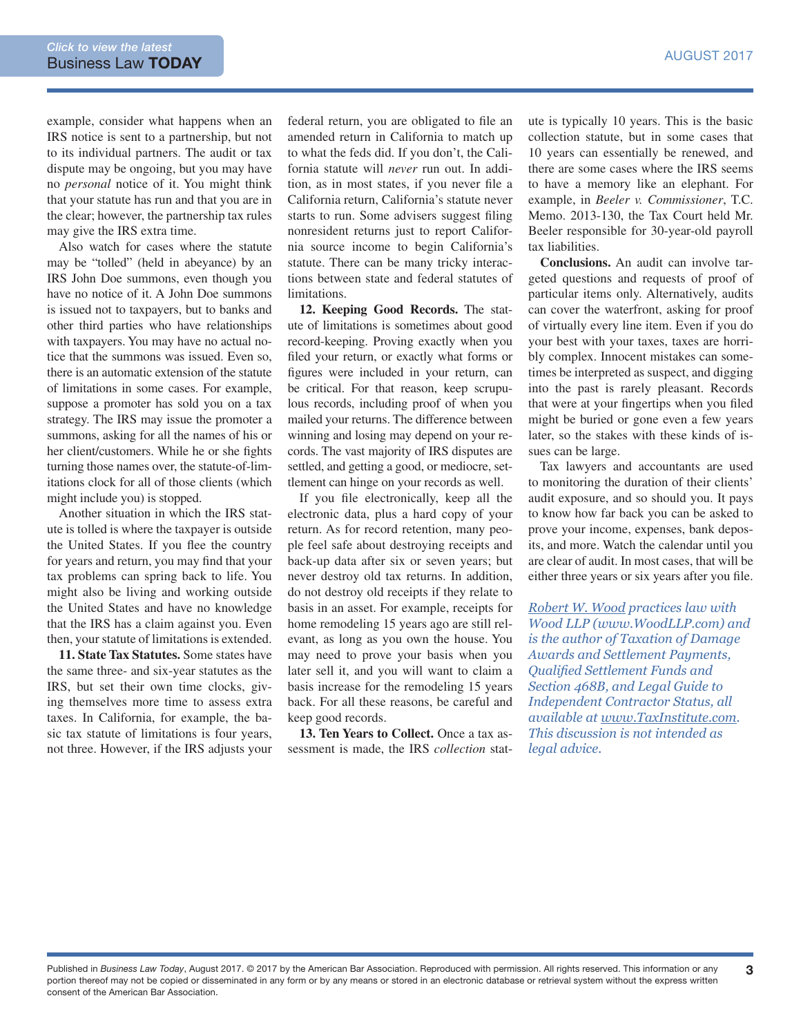example, consider what happens when an IRS notice is sent to a partnership, but not to its individual partners. The audit or tax dispute may be ongoing, but you may have no *personal* notice of it. You might think that your statute has run and that you are in the clear; however, the partnership tax rules may give the IRS extra time.

Also watch for cases where the statute may be "tolled" (held in abeyance) by an IRS John Doe summons, even though you have no notice of it. A John Doe summons is issued not to taxpayers, but to banks and other third parties who have relationships with taxpayers. You may have no actual notice that the summons was issued. Even so, there is an automatic extension of the statute of limitations in some cases. For example, suppose a promoter has sold you on a tax strategy. The IRS may issue the promoter a summons, asking for all the names of his or her client/customers. While he or she fights turning those names over, the statute-of-limitations clock for all of those clients (which might include you) is stopped.

Another situation in which the IRS statute is tolled is where the taxpayer is outside the United States. If you flee the country for years and return, you may find that your tax problems can spring back to life. You might also be living and working outside the United States and have no knowledge that the IRS has a claim against you. Even then, your statute of limitations is extended.

**11. State Tax Statutes.** Some states have the same three- and six-year statutes as the IRS, but set their own time clocks, giving themselves more time to assess extra taxes. In California, for example, the basic tax statute of limitations is four years, not three. However, if the IRS adjusts your federal return, you are obligated to file an amended return in California to match up to what the feds did. If you don't, the California statute will *never* run out. In addition, as in most states, if you never file a California return, California's statute never starts to run. Some advisers suggest filing nonresident returns just to report California source income to begin California's statute. There can be many tricky interactions between state and federal statutes of limitations.

**12. Keeping Good Records.** The statute of limitations is sometimes about good record-keeping. Proving exactly when you filed your return, or exactly what forms or figures were included in your return, can be critical. For that reason, keep scrupulous records, including proof of when you mailed your returns. The difference between winning and losing may depend on your records. The vast majority of IRS disputes are settled, and getting a good, or mediocre, settlement can hinge on your records as well.

If you file electronically, keep all the electronic data, plus a hard copy of your return. As for record retention, many people feel safe about destroying receipts and back-up data after six or seven years; but never destroy old tax returns. In addition, do not destroy old receipts if they relate to basis in an asset. For example, receipts for home remodeling 15 years ago are still relevant, as long as you own the house. You may need to prove your basis when you later sell it, and you will want to claim a basis increase for the remodeling 15 years back. For all these reasons, be careful and keep good records.

**13. Ten Years to Collect.** Once a tax assessment is made, the IRS *collection* statute is typically 10 years. This is the basic collection statute, but in some cases that 10 years can essentially be renewed, and there are some cases where the IRS seems to have a memory like an elephant. For example, in *Beeler v. Commissioner*, T.C. Memo. 2013-130, the Tax Court held Mr. Beeler responsible for 30-year-old payroll tax liabilities.

**Conclusions.** An audit can involve targeted questions and requests of proof of particular items only. Alternatively, audits can cover the waterfront, asking for proof of virtually every line item. Even if you do your best with your taxes, taxes are horribly complex. Innocent mistakes can sometimes be interpreted as suspect, and digging into the past is rarely pleasant. Records that were at your fingertips when you filed might be buried or gone even a few years later, so the stakes with these kinds of issues can be large.

Tax lawyers and accountants are used to monitoring the duration of their clients' audit exposure, and so should you. It pays to know how far back you can be asked to prove your income, expenses, bank deposits, and more. Watch the calendar until you are clear of audit. In most cases, that will be either three years or six years after you file.

*Robert W. Wood practices law with Wood LLP (www.WoodLLP.com) and is the author of Taxation of Damage Awards and Settlement Payments, Qualified Settlement Funds and Section 468B, and Legal Guide to Independent Contractor Status, all available at www.TaxInstitute.com. This discussion is not intended as legal advice.*